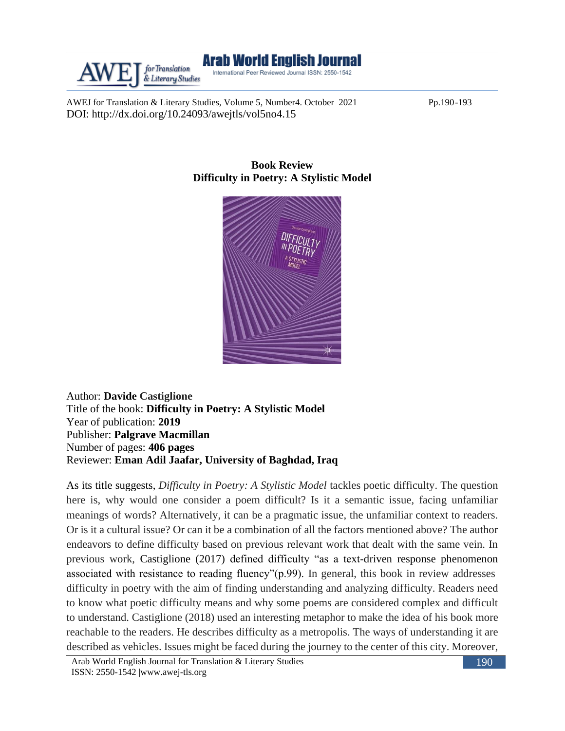# Book Review
## Difficulty in Poetry: A Stylistic Model

Author: **Davide Castiglione**
Title of the book: **Difficulty in Poetry: A Stylistic Model**
Year of publication: **2019**
Publisher: **Palgrave Macmillan**
Number of pages: **406 pages**
Reviewer: **Eman Adil Jaafar, University of Baghdad, Iraq**

As its title suggests, *Difficulty in Poetry: A Stylistic Model* tackles poetic difficulty. The question here is, why would one consider a poem difficult? Is it a semantic issue, facing unfamiliar meanings of words? Alternatively, it can be a pragmatic issue, the unfamiliar context to readers. Or is it a cultural issue? Or can it be a combination of all the factors mentioned above? The author endeavors to define difficulty based on previous relevant work that dealt with the same vein. In previous work, Castiglione (2017) defined difficulty "as a text-driven response phenomenon associated with resistance to reading fluency"(p.99). In general, this book in review addresses difficulty in poetry with the aim of finding understanding and analyzing difficulty. Readers need to know what poetic difficulty means and why some poems are considered complex and difficult to understand. Castiglione (2018) used an interesting metaphor to make the idea of his book more reachable to the readers. He describes difficulty as a metropolis. The ways of understanding it are described as vehicles. Issues might be faced during the journey to the center of this city. Moreover,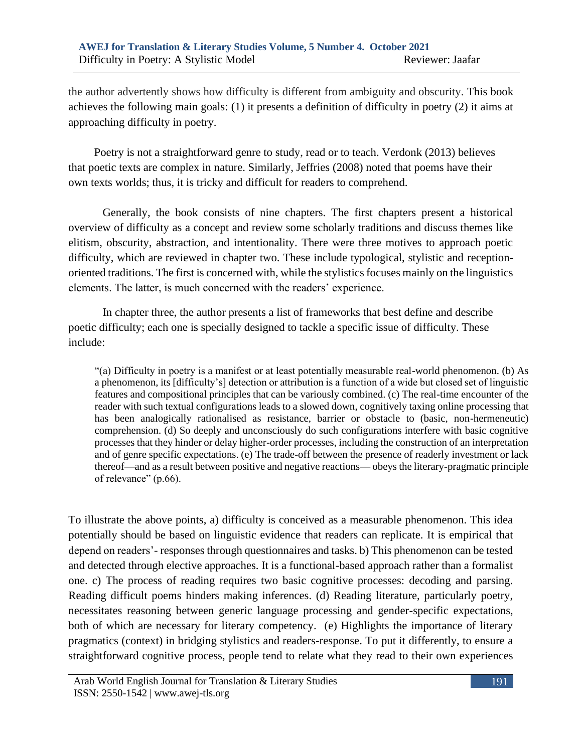the author advertently shows how difficulty is different from ambiguity and obscurity. This book achieves the following main goals: (1) it presents a definition of difficulty in poetry (2) it aims at approaching difficulty in poetry.

Poetry is not a straightforward genre to study, read or to teach. Verdonk (2013) believes that poetic texts are complex in nature. Similarly, Jeffries (2008) noted that poems have their own texts worlds; thus, it is tricky and difficult for readers to comprehend.

Generally, the book consists of nine chapters. The first chapters present a historical overview of difficulty as a concept and review some scholarly traditions and discuss themes like elitism, obscurity, abstraction, and intentionality. There were three motives to approach poetic difficulty, which are reviewed in chapter two. These include typological, stylistic and reception-oriented traditions. The first is concerned with, while the stylistics focuses mainly on the linguistics elements. The latter, is much concerned with the readers' experience.

In chapter three, the author presents a list of frameworks that best define and describe poetic difficulty; each one is specially designed to tackle a specific issue of difficulty. These include:

> "(a) Difficulty in poetry is a manifest or at least potentially measurable real-world phenomenon. (b) As a phenomenon, its [difficulty's] detection or attribution is a function of a wide but closed set of linguistic features and compositional principles that can be variously combined. (c) The real-time encounter of the reader with such textual configurations leads to a slowed down, cognitively taxing online processing that has been analogically rationalised as resistance, barrier or obstacle to (basic, non-hermeneutic) comprehension. (d) So deeply and unconsciously do such configurations interfere with basic cognitive processes that they hinder or delay higher-order processes, including the construction of an interpretation and of genre specific expectations. (e) The trade-off between the presence of readerly investment or lack thereof—and as a result between positive and negative reactions— obeys the literary-pragmatic principle of relevance" (p.66).

To illustrate the above points, a) difficulty is conceived as a measurable phenomenon. This idea potentially should be based on linguistic evidence that readers can replicate. It is empirical that depend on readers'- responses through questionnaires and tasks. b) This phenomenon can be tested and detected through elective approaches. It is a functional-based approach rather than a formalist one. c) The process of reading requires two basic cognitive processes: decoding and parsing. Reading difficult poems hinders making inferences. (d) Reading literature, particularly poetry, necessitates reasoning between generic language processing and gender-specific expectations, both of which are necessary for literary competency. (e) Highlights the importance of literary pragmatics (context) in bridging stylistics and readers-response. To put it differently, to ensure a straightforward cognitive process, people tend to relate what they read to their own experiences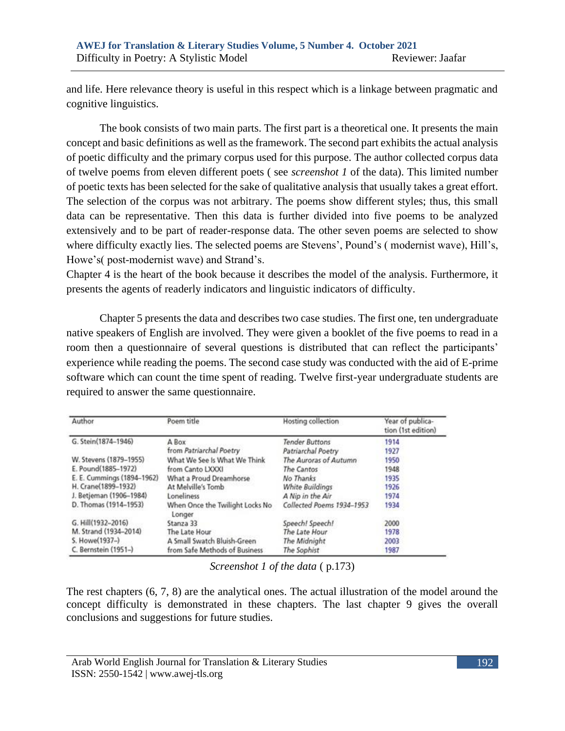and life. Here relevance theory is useful in this respect which is a linkage between pragmatic and cognitive linguistics.

The book consists of two main parts. The first part is a theoretical one. It presents the main concept and basic definitions as well as the framework. The second part exhibits the actual analysis of poetic difficulty and the primary corpus used for this purpose. The author collected corpus data of twelve poems from eleven different poets ( see *screenshot 1* of the data). This limited number of poetic texts has been selected for the sake of qualitative analysis that usually takes a great effort. The selection of the corpus was not arbitrary. The poems show different styles; thus, this small data can be representative. Then this data is further divided into five poems to be analyzed extensively and to be part of reader-response data. The other seven poems are selected to show where difficulty exactly lies. The selected poems are Stevens', Pound's ( modernist wave), Hill's, Howe's( post-modernist wave) and Strand's.

Chapter 4 is the heart of the book because it describes the model of the analysis. Furthermore, it presents the agents of readerly indicators and linguistic indicators of difficulty.

Chapter 5 presents the data and describes two case studies. The first one, ten undergraduate native speakers of English are involved. They were given a booklet of the five poems to read in a room then a questionnaire of several questions is distributed that can reflect the participants' experience while reading the poems. The second case study was conducted with the aid of E-prime software which can count the time spent of reading. Twelve first-year undergraduate students are required to answer the same questionnaire.

| Author | Poem title | Hosting collection | Year of publication (1st edition) |
|---|---|---|---|
| G. Stein(1874–1946) | A Box | *Tender Buttons* | 1914 |
| | from *Patriarchal Poetry* | *Patriarchal Poetry* | 1927 |
| W. Stevens (1879–1955) | What We See Is What We Think | *The Auroras of Autumn* | 1950 |
| E. Pound(1885–1972) | from Canto LXXXI | *The Cantos* | 1948 |
| E. E. Cummings (1894–1962) | What a Proud Dreamhorse | *No Thanks* | 1935 |
| H. Crane(1899–1932) | At Melville's Tomb | *White Buildings* | 1926 |
| J. Betjeman (1906–1984) | Loneliness | *A Nip in the Air* | 1974 |
| D. Thomas (1914–1953) | When Once the Twilight Locks No Longer | *Collected Poems 1934–1953* | 1934 |
| G. Hill(1932–2016) | Stanza 33 | *Speech! Speech!* | 2000 |
| M. Strand (1934–2014) | The Late Hour | *The Late Hour* | 1978 |
| S. Howe(1937–) | A Small Swatch Bluish-Green | *The Midnight* | 2003 |
| C. Bernstein (1951–) | from Safe Methods of Business | *The Sophist* | 1987 |

*Screenshot 1 of the data* ( p.173)

The rest chapters (6, 7, 8) are the analytical ones. The actual illustration of the model around the concept difficulty is demonstrated in these chapters. The last chapter 9 gives the overall conclusions and suggestions for future studies.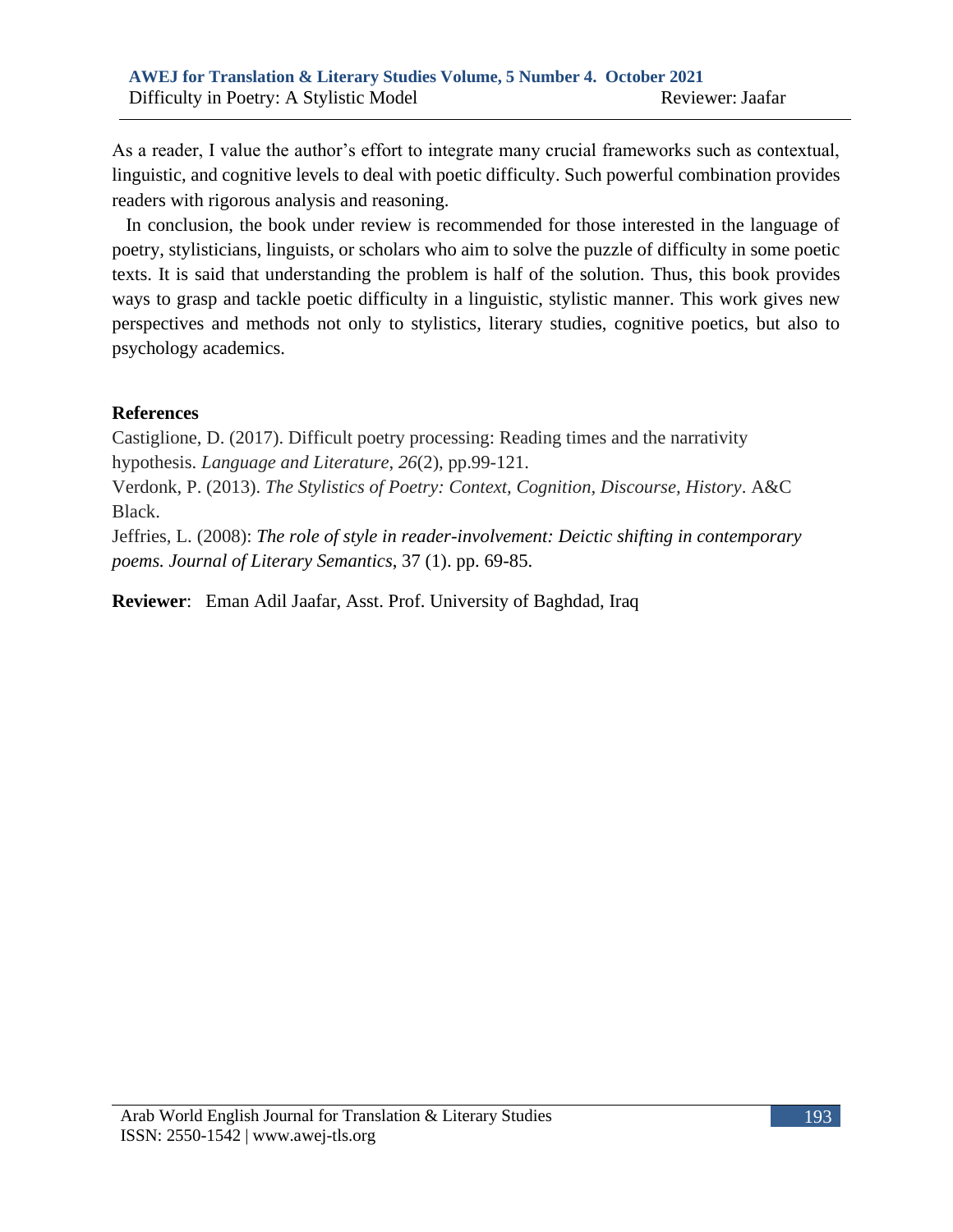As a reader, I value the author's effort to integrate many crucial frameworks such as contextual, linguistic, and cognitive levels to deal with poetic difficulty. Such powerful combination provides readers with rigorous analysis and reasoning.

In conclusion, the book under review is recommended for those interested in the language of poetry, stylisticians, linguists, or scholars who aim to solve the puzzle of difficulty in some poetic texts. It is said that understanding the problem is half of the solution. Thus, this book provides ways to grasp and tackle poetic difficulty in a linguistic, stylistic manner. This work gives new perspectives and methods not only to stylistics, literary studies, cognitive poetics, but also to psychology academics.

**References**

Castiglione, D. (2017). Difficult poetry processing: Reading times and the narrativity hypothesis. *Language and Literature*, *26*(2), pp.99-121.

Verdonk, P. (2013). *The Stylistics of Poetry: Context, Cognition, Discourse, History*. A&C Black.

Jeffries, L. (2008): *The role of style in reader-involvement: Deictic shifting in contemporary poems. Journal of Literary Semantics*, 37 (1). pp. 69-85.

**Reviewer**: Eman Adil Jaafar, Asst. Prof. University of Baghdad, Iraq